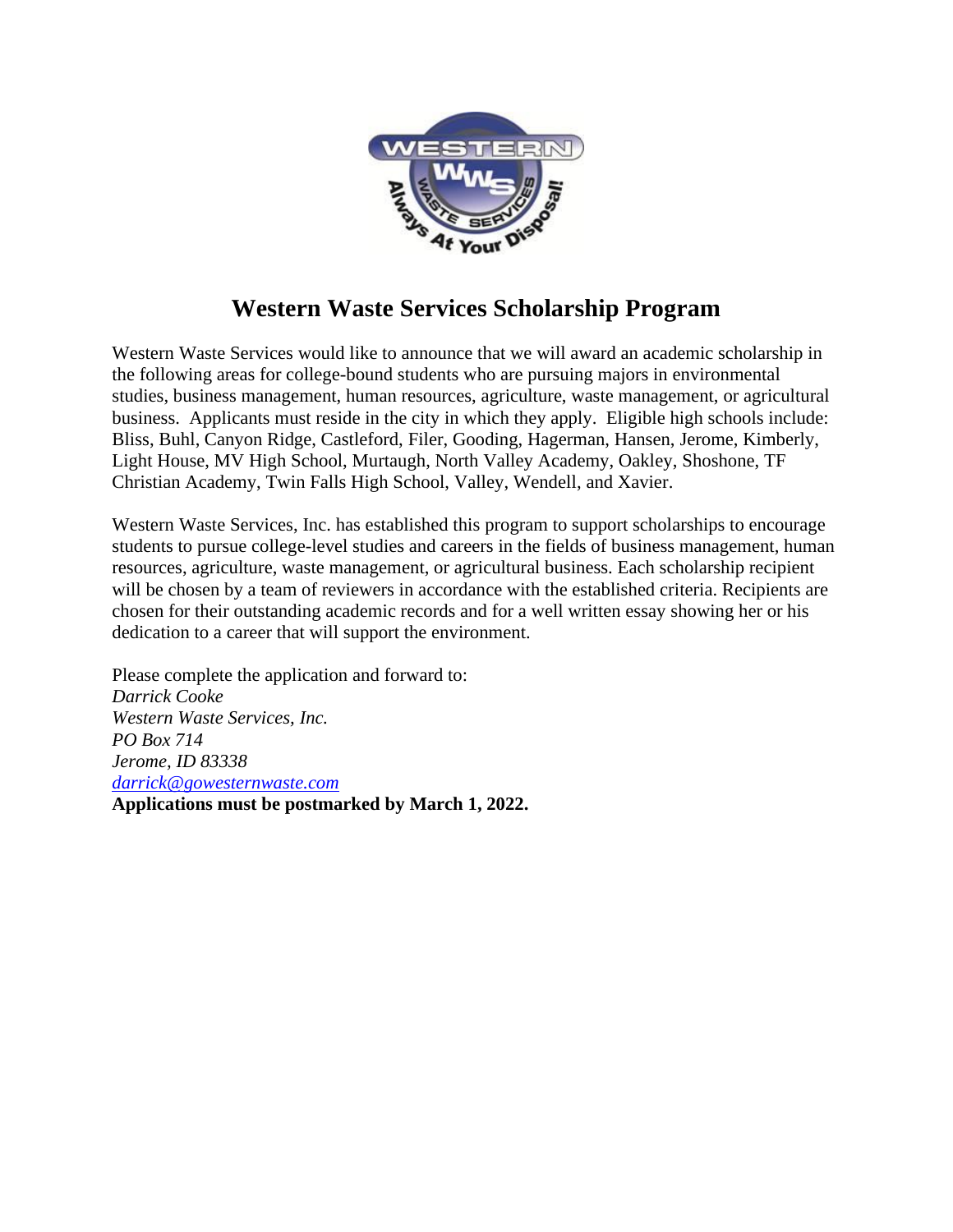# Western Waste Services Scholarship Program

Western Waste Services would like to announce that we will award an academic scholarship in the following areas for college-bound students who are pursuing majors in environmental studies, business management, human resources, agriculture, waste management, or agricultural business. Applicants must reside in the city in which they apply. Eligible high schools include: Bliss, Buhl, Canyon Ridge, Castleford, Filer, Gooding, Hagerman, Hansen, Jerome, Kimberly, Light House, MV High School, Murtaugh, North Valley Academy, Oakley, Shoshone, TF Christian Academy, Twin Falls High School, Valley, Wendell, and Xavier.

Western Waste Services, Inc. has established this program to support scholarships to encourage students to pursue college-level studies and careers in the fields of business management, human resources, agriculture, waste management, or agricultural business. Each scholarship recipient will be chosen by a team of reviewers in accordance with the established criteria. Recipients are chosen for their outstanding academic records and for a well written essay showing her or his dedication to a career that will support the environment.

Please complete the application and forward to:
*Darrick Cooke*
*Western Waste Services, Inc.*
*PO Box 714*
*Jerome, ID 83338*
*darrick@gowesternwaste.com*
**Applications must be postmarked by March 1, 2022.**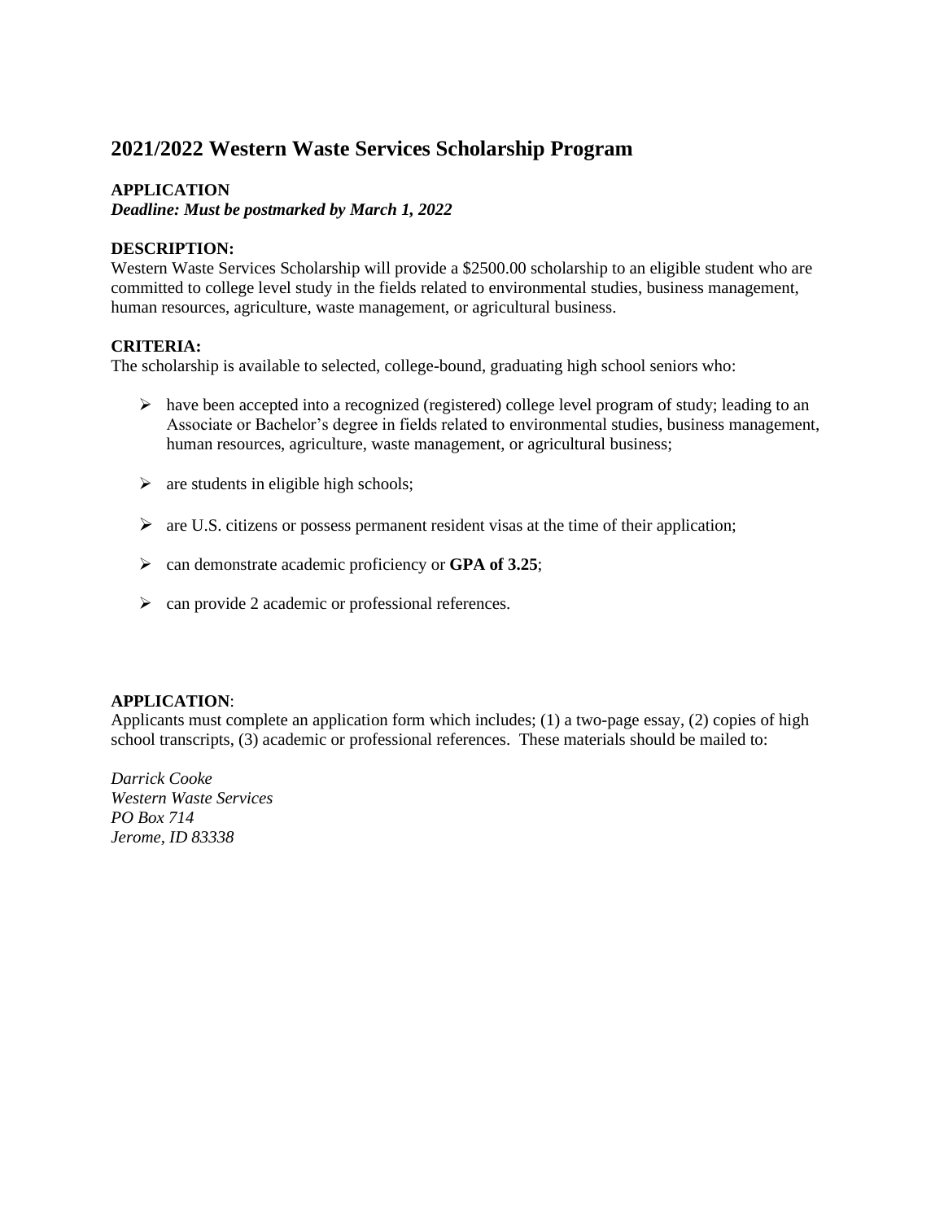# 2021/2022 Western Waste Services Scholarship Program

**APPLICATION**
***Deadline: Must be postmarked by March 1, 2022***

**DESCRIPTION:**
Western Waste Services Scholarship will provide a $2500.00 scholarship to an eligible student who are committed to college level study in the fields related to environmental studies, business management, human resources, agriculture, waste management, or agricultural business.

**CRITERIA:**
The scholarship is available to selected, college-bound, graduating high school seniors who:

- have been accepted into a recognized (registered) college level program of study; leading to an Associate or Bachelor's degree in fields related to environmental studies, business management, human resources, agriculture, waste management, or agricultural business;
- are students in eligible high schools;
- are U.S. citizens or possess permanent resident visas at the time of their application;
- can demonstrate academic proficiency or **GPA of 3.25**;
- can provide 2 academic or professional references.

**APPLICATION**:
Applicants must complete an application form which includes; (1) a two-page essay, (2) copies of high school transcripts, (3) academic or professional references. These materials should be mailed to:

*Darrick Cooke*
*Western Waste Services*
*PO Box 714*
*Jerome, ID 83338*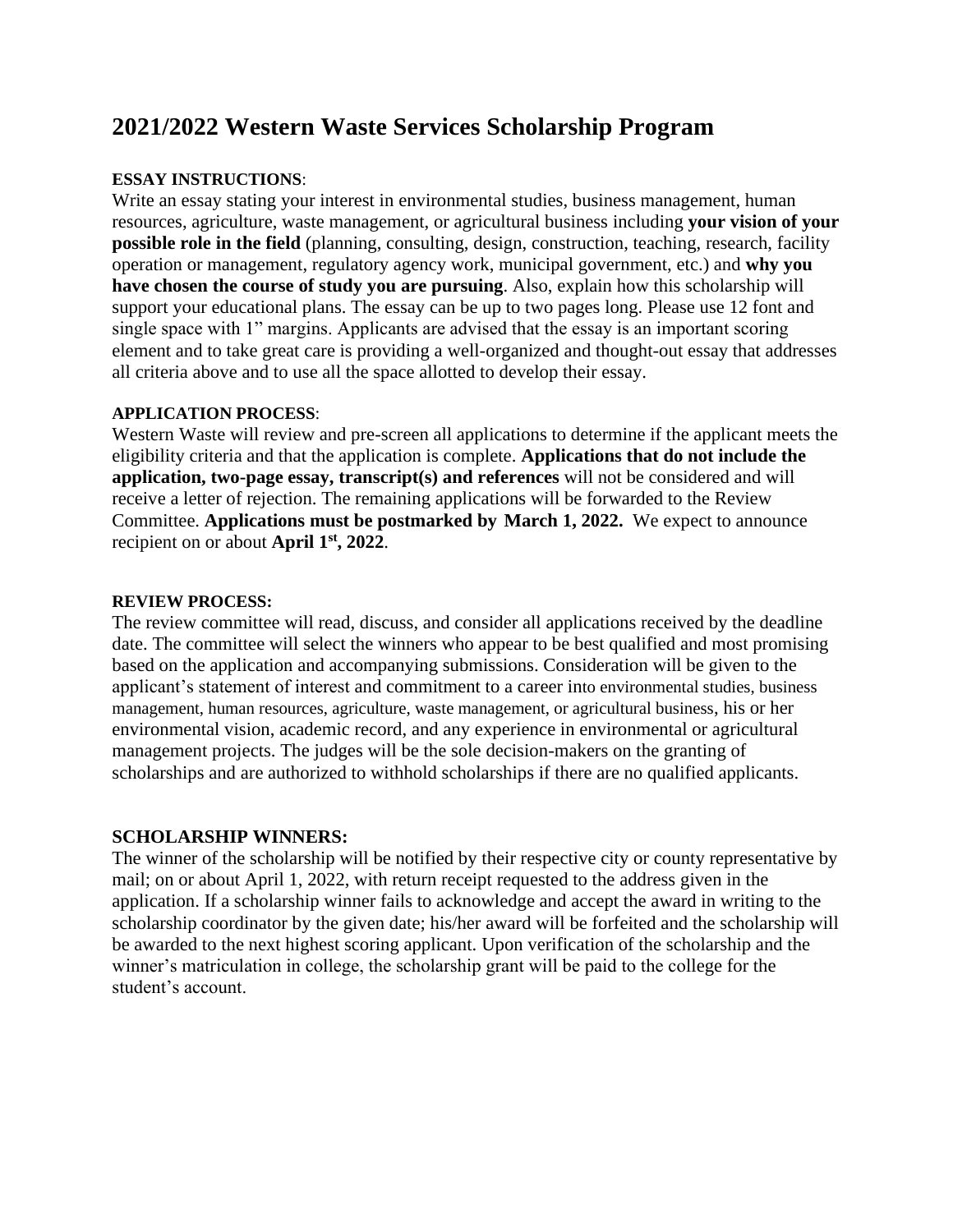# 2021/2022 Western Waste Services Scholarship Program

**ESSAY INSTRUCTIONS**:
Write an essay stating your interest in environmental studies, business management, human resources, agriculture, waste management, or agricultural business including **your vision of your possible role in the field** (planning, consulting, design, construction, teaching, research, facility operation or management, regulatory agency work, municipal government, etc.) and **why you have chosen the course of study you are pursuing**. Also, explain how this scholarship will support your educational plans. The essay can be up to two pages long. Please use 12 font and single space with 1" margins. Applicants are advised that the essay is an important scoring element and to take great care is providing a well-organized and thought-out essay that addresses all criteria above and to use all the space allotted to develop their essay.

**APPLICATION PROCESS**:
Western Waste will review and pre-screen all applications to determine if the applicant meets the eligibility criteria and that the application is complete. **Applications that do not include the application, two-page essay, transcript(s) and references** will not be considered and will receive a letter of rejection. The remaining applications will be forwarded to the Review Committee. **Applications must be postmarked by March 1, 2022.** We expect to announce recipient on or about **April 1st, 2022**.

**REVIEW PROCESS:**
The review committee will read, discuss, and consider all applications received by the deadline date. The committee will select the winners who appear to be best qualified and most promising based on the application and accompanying submissions. Consideration will be given to the applicant's statement of interest and commitment to a career into environmental studies, business management, human resources, agriculture, waste management, or agricultural business, his or her environmental vision, academic record, and any experience in environmental or agricultural management projects. The judges will be the sole decision-makers on the granting of scholarships and are authorized to withhold scholarships if there are no qualified applicants.

**SCHOLARSHIP WINNERS:**
The winner of the scholarship will be notified by their respective city or county representative by mail; on or about April 1, 2022, with return receipt requested to the address given in the application. If a scholarship winner fails to acknowledge and accept the award in writing to the scholarship coordinator by the given date; his/her award will be forfeited and the scholarship will be awarded to the next highest scoring applicant. Upon verification of the scholarship and the winner's matriculation in college, the scholarship grant will be paid to the college for the student's account.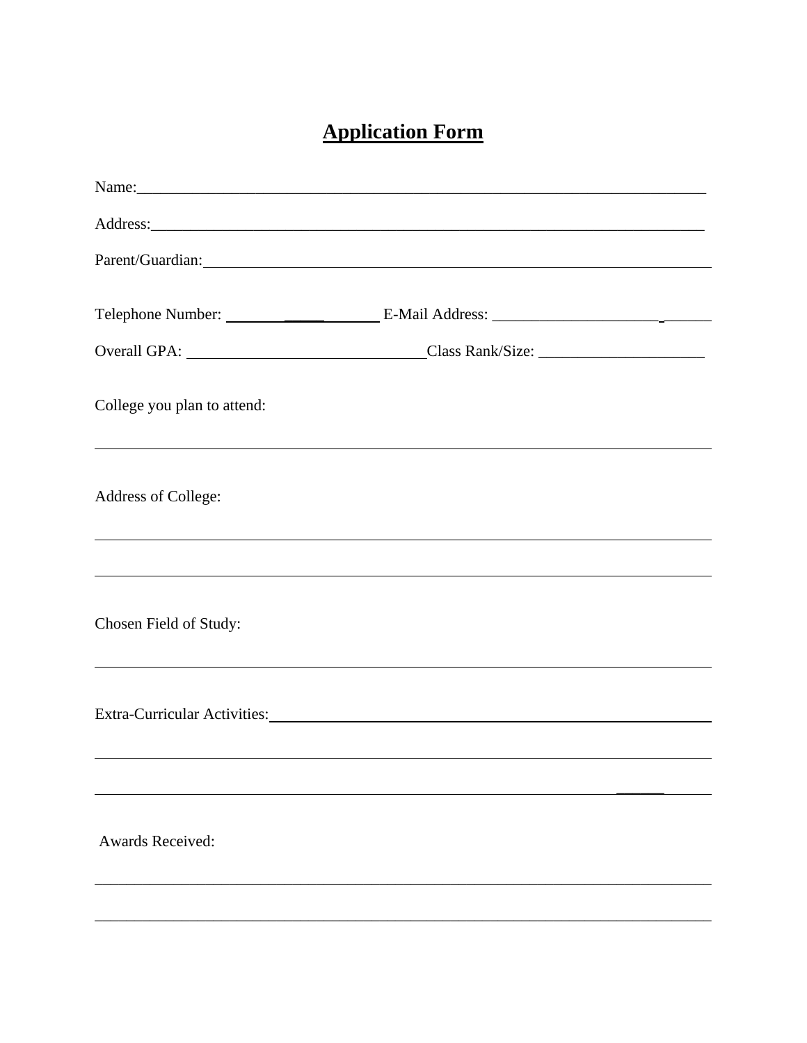# Application Form

Name:___________________________________________________________________________

Address:_________________________________________________________________________

Parent/Guardian:___________________________________________________________________

Telephone Number: _____________________ E-Mail Address: ____________________________

Overall GPA: ______________________________Class Rank/Size: _____________________

College you plan to attend:

_______________________________________________________________________________

Address of College:

_______________________________________________________________________________

_______________________________________________________________________________

Chosen Field of Study:

_______________________________________________________________________________

Extra-Curricular Activities:______________________________________________________

_______________________________________________________________________________

_______________________________________________________________________________

Awards Received:

_______________________________________________________________________________

_______________________________________________________________________________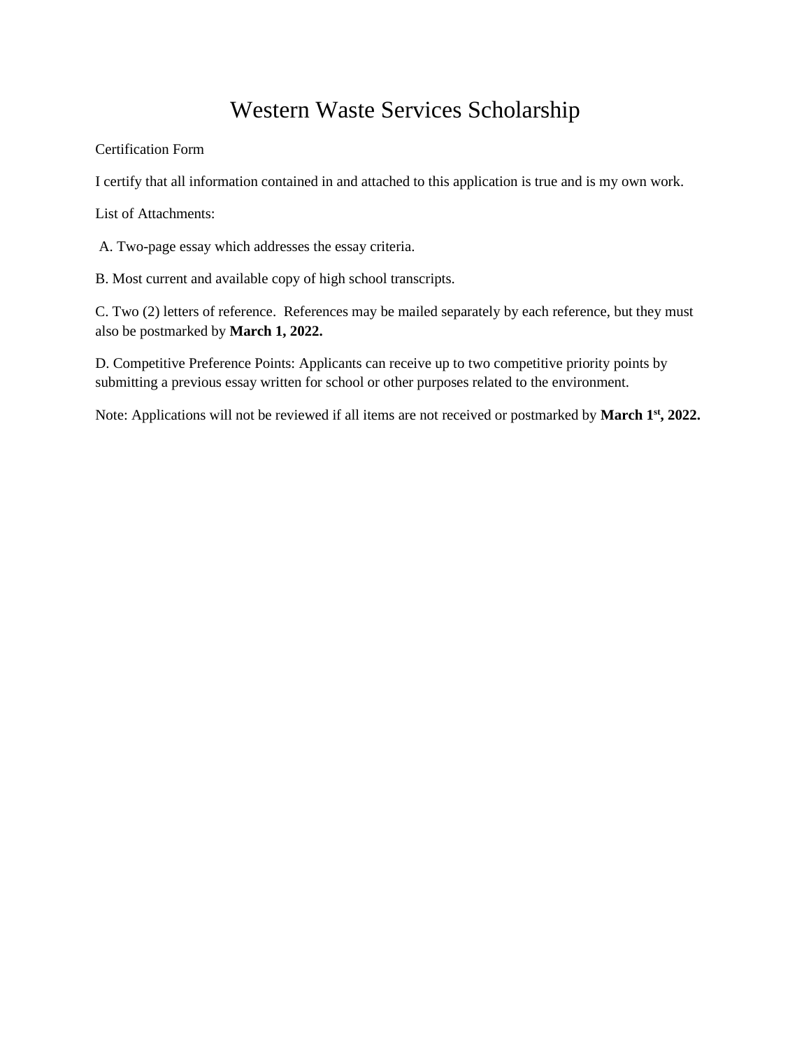# Western Waste Services Scholarship

Certification Form

I certify that all information contained in and attached to this application is true and is my own work.

List of Attachments:

A. Two-page essay which addresses the essay criteria.

B. Most current and available copy of high school transcripts.

C. Two (2) letters of reference. References may be mailed separately by each reference, but they must also be postmarked by **March 1, 2022.**

D. Competitive Preference Points: Applicants can receive up to two competitive priority points by submitting a previous essay written for school or other purposes related to the environment.

Note: Applications will not be reviewed if all items are not received or postmarked by **March 1st, 2022.**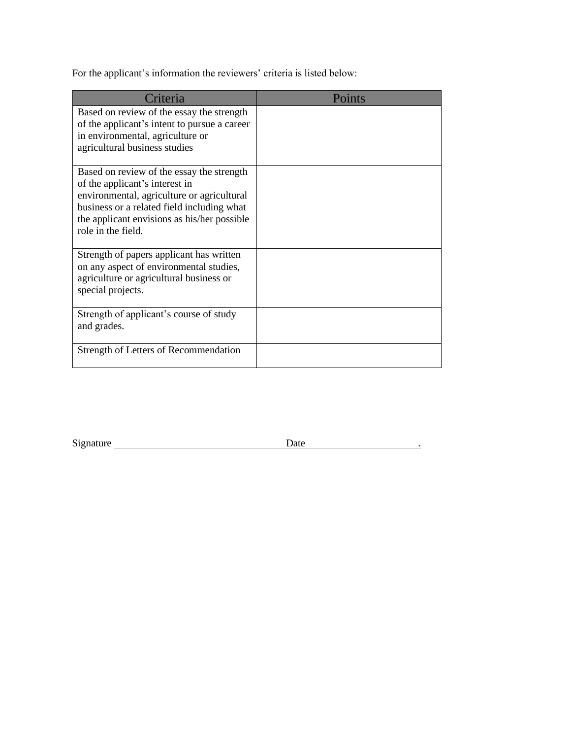For the applicant's information the reviewers' criteria is listed below:

| Criteria | Points |
| --- | --- |
| Based on review of the essay the strength of the applicant's intent to pursue a career in environmental, agriculture or agricultural business studies | |
| Based on review of the essay the strength of the applicant's interest in environmental, agriculture or agricultural business or a related field including what the applicant envisions as his/her possible role in the field. | |
| Strength of papers applicant has written on any aspect of environmental studies, agriculture or agricultural business or special projects. | |
| Strength of applicant's course of study and grades. | |
| Strength of Letters of Recommendation | |

Signature ________________________________ Date ____________________.